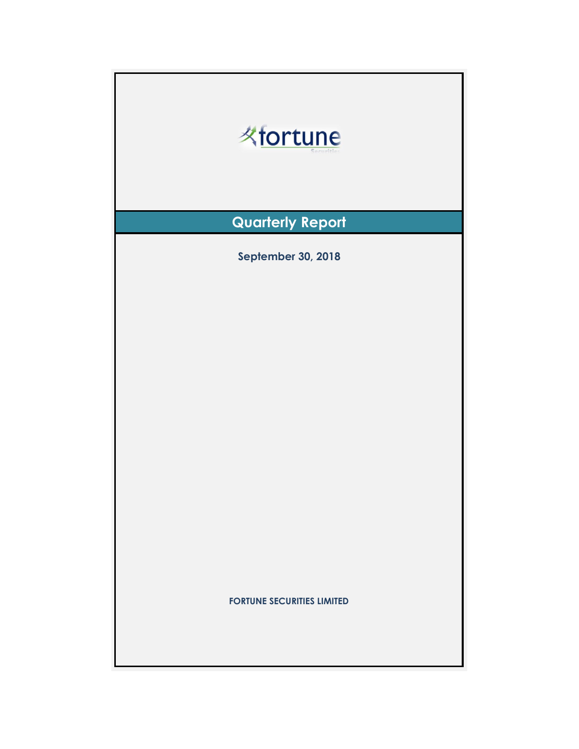fortune

Securities

# Quarterly Report

**September 30, 2018**

**FORTUNE SECURITIES LIMITED**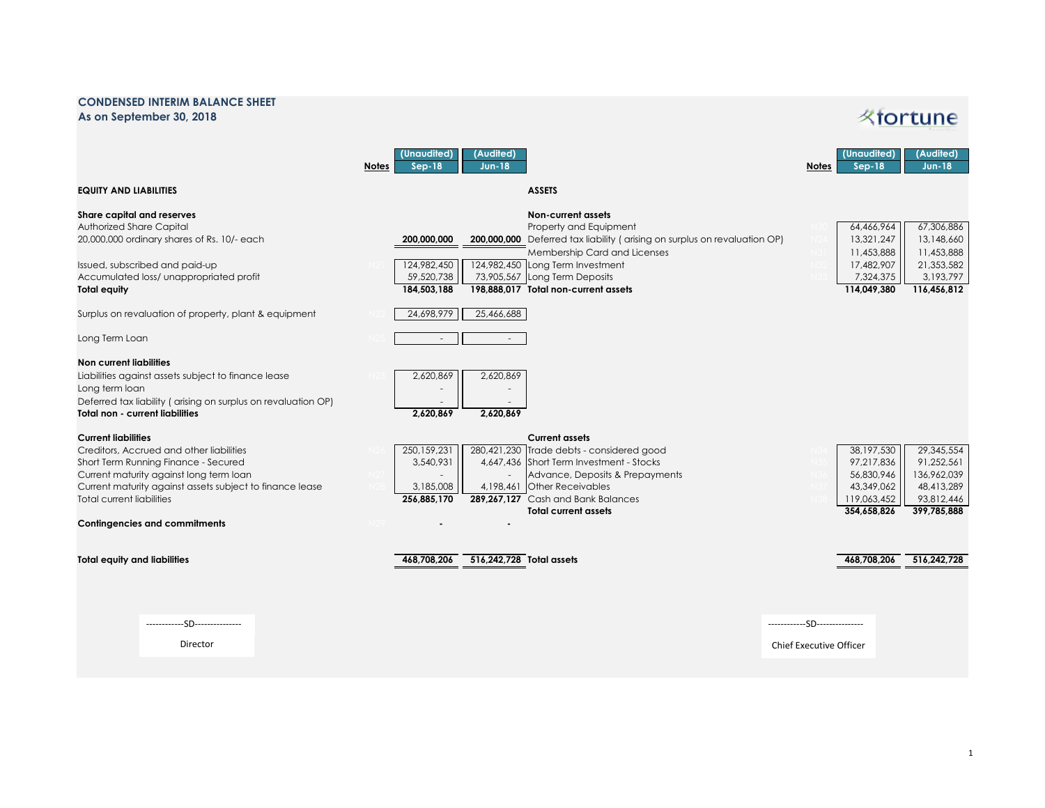## CONDENSED INTERIM BALANCE SHEET
### As on September 30, 2018

| | Notes | (Unaudited) Sep-18 | (Audited) Jun-18 |
|---|---|---|---|
| **EQUITY AND LIABILITIES** | | | |
| **Share capital and reserves** | | | |
| Authorized Share Capital | | | |
| 20,000,000 ordinary shares of Rs. 10/- each | | **200,000,000** | **200,000,000** |
| Issued, subscribed and paid-up | N21 | 124,982,450 | 124,982,450 |
| Accumulated loss/ unappropriated profit | | 59,520,738 | 73,905,567 |
| **Total equity** | | **184,503,188** | **198,888,017** |
| Surplus on revaluation of property, plant & equipment | N22 | 24,698,979 | 25,466,688 |
| Long Term Loan | N25 | - | - |
| **Non current liabilities** | | | |
| Liabilities against assets subject to finance lease | N23 | 2,620,869 | 2,620,869 |
| Long term loan | | - | - |
| Deferred tax liability ( arising on surplus on revaluation OP) | | - | - |
| **Total non - current liabilities** | | **2,620,869** | **2,620,869** |
| **Current liabilities** | | | |
| Creditors, Accrued and other liabilities | N26 | 250,159,231 | 280,421,230 |
| Short Term Running Finance - Secured | | 3,540,931 | 4,647,436 |
| Current maturity against long term loan | N27 | - | - |
| Current maturity against assets subject to finance lease | N28 | 3,185,008 | 4,198,461 |
| Total current liabilities | | **256,885,170** | **289,267,127** |
| **Contingencies and commitments** | N29 | **-** | **-** |
| **Total equity and liabilities** | | **468,708,206** | **516,242,728** |

| | Notes | (Unaudited) Sep-18 | (Audited) Jun-18 |
|---|---|---|---|
| **ASSETS** | | | |
| **Non-current assets** | | | |
| Property and Equipment | N30 | 64,466,964 | 67,306,886 |
| Deferred tax liability ( arising on surplus on revaluation OP) | N24 | 13,321,247 | 13,148,660 |
| Membership Card and Licenses | N31 | 11,453,888 | 11,453,888 |
| Long Term Investment | N32 | 17,482,907 | 21,353,582 |
| Long Term Deposits | N33 | 7,324,375 | 3,193,797 |
| **Total non-current assets** | | **114,049,380** | **116,456,812** |
| **Current assets** | | | |
| Trade debts - considered good | N34 | 38,197,530 | 29,345,554 |
| Short Term Investment - Stocks | N35 | 97,217,836 | 91,252,561 |
| Advance, Deposits & Prepayments | N36 | 56,830,946 | 136,962,039 |
| Other Receivables | N37 | 43,349,062 | 48,413,289 |
| Cash and Bank Balances | N38 | 119,063,452 | 93,812,446 |
| **Total current assets** | | **354,658,826** | **399,785,888** |
| **Total assets** | | **468,708,206** | **516,242,728** |

------------SD--------------
Director

------------SD--------------
Chief Executive Officer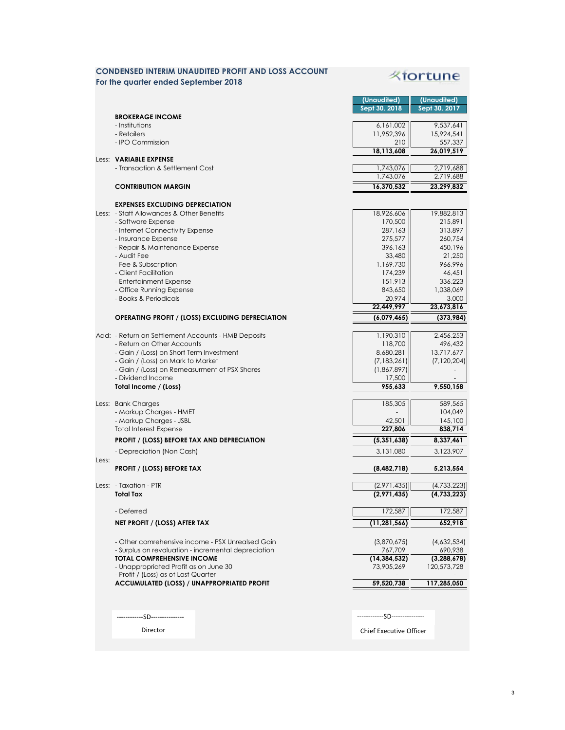## CONDENSED INTERIM UNAUDITED PROFIT AND LOSS ACCOUNT
### For the quarter ended September 2018

fortune

| | | (Unaudited) Sept 30, 2018 | (Unaudited) Sept 30, 2017 |
|---|---|---|---|
| | **BROKERAGE INCOME** | | |
| | - Institutions | 6,161,002 | 9,537,641 |
| | - Retailers | 11,952,396 | 15,924,541 |
| | - IPO Commission | 210 | 557,337 |
| | | **18,113,608** | **26,019,519** |
| Less: | **VARIABLE EXPENSE** | | |
| | - Transaction & Settlement Cost | 1,743,076 | 2,719,688 |
| | | 1,743,076 | 2,719,688 |
| | **CONTRIBUTION MARGIN** | **16,370,532** | **23,299,832** |
| | **EXPENSES EXCLUDING DEPRECIATION** | | |
| Less: | - Staff Allowances & Other Benefits | 18,926,606 | 19,882,813 |
| | - Software Expense | 170,500 | 215,891 |
| | - Internet Connectivity Expense | 287,163 | 313,897 |
| | - Insurance Expense | 275,577 | 260,754 |
| | - Repair & Maintenance Expense | 396,163 | 450,196 |
| | - Audit Fee | 33,480 | 21,250 |
| | - Fee & Subscription | 1,169,730 | 966,996 |
| | - Client Facilitation | 174,239 | 46,451 |
| | - Entertainment Expense | 151,913 | 336,223 |
| | - Office Running Expense | 843,650 | 1,038,069 |
| | - Books & Periodicals | 20,974 | 3,000 |
| | | **22,449,997** | **23,673,816** |
| | **OPERATING PROFIT / (LOSS) EXCLUDING DEPRECIATION** | **(6,079,465)** | **(373,984)** |
| Add: | - Return on Settlement Accounts - HMB Deposits | 1,190,310 | 2,456,253 |
| | - Return on Other Accounts | 118,700 | 496,432 |
| | - Gain / (Loss) on Short Term Investment | 8,680,281 | 13,717,677 |
| | - Gain / (Loss) on Mark to Market | (7,183,261) | (7,120,204) |
| | - Gain / (Loss) on Remeasurment of PSX Shares | (1,867,897) | - |
| | - Dividend Income | 17,500 | - |
| | **Total Income / (Loss)** | **955,633** | **9,550,158** |
| Less: | Bank Charges | 185,305 | 589,565 |
| | - Markup Charges - HMET | - | 104,049 |
| | - Markup Charges - JSBL | 42,501 | 145,100 |
| | Total Interest Expense | **227,806** | **838,714** |
| | **PROFIT / (LOSS) BEFORE TAX AND DEPRECIATION** | **(5,351,638)** | **8,337,461** |
| Less: | - Depreciation (Non Cash) | 3,131,080 | 3,123,907 |
| | **PROFIT / (LOSS) BEFORE TAX** | **(8,482,718)** | **5,213,554** |
| Less: | - Taxation - PTR | (2,971,435) | (4,733,223) |
| | **Total Tax** | **(2,971,435)** | **(4,733,223)** |
| | - Deferred | 172,587 | 172,587 |
| | **NET PROFIT / (LOSS) AFTER TAX** | **(11,281,566)** | **652,918** |
| | - Other comrehensive income - PSX Unrealsed Gain | (3,870,675) | (4,632,534) |
| | - Surplus on revaluation - incremental depreciation | 767,709 | 690,938 |
| | **TOTAL COMPREHENSIVE INCOME** | **(14,384,532)** | **(3,288,678)** |
| | - Unappropriated Profit as on June 30 | 73,905,269 | 120,573,728 |
| | - Profit / (Loss) as of Last Quarter | - | - |
| | **ACCUMULATED (LOSS) / UNAPPROPRIATED PROFIT** | **59,520,738** | **117,285,050** |

------------SD--------------
Director

------------SD--------------
Chief Executive Officer